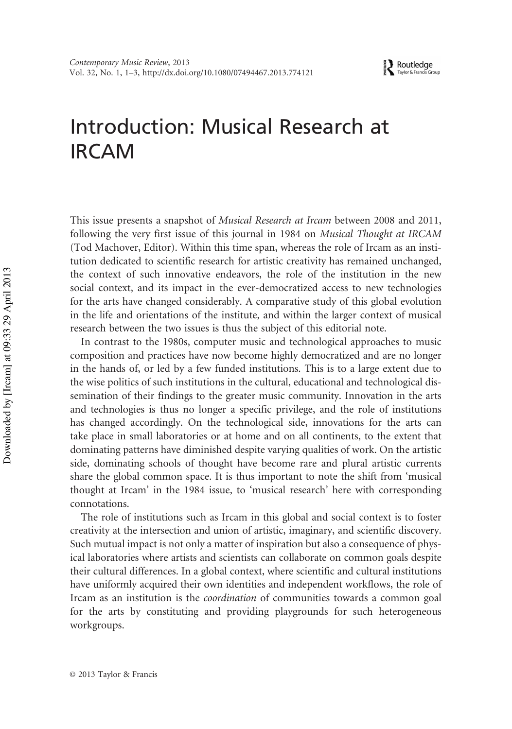# Introduction: Musical Research at IRCAM

This issue presents a snapshot of *Musical Research at Ircam* between 2008 and 2011, following the very first issue of this journal in 1984 on *Musical Thought at IRCAM* (Tod Machover, Editor). Within this time span, whereas the role of Ircam as an institution dedicated to scientific research for artistic creativity has remained unchanged, the context of such innovative endeavors, the role of the institution in the new social context, and its impact in the ever-democratized access to new technologies for the arts have changed considerably. A comparative study of this global evolution in the life and orientations of the institute, and within the larger context of musical research between the two issues is thus the subject of this editorial note.

In contrast to the 1980s, computer music and technological approaches to music composition and practices have now become highly democratized and are no longer in the hands of, or led by a few funded institutions. This is to a large extent due to the wise politics of such institutions in the cultural, educational and technological dissemination of their findings to the greater music community. Innovation in the arts and technologies is thus no longer a specific privilege, and the role of institutions has changed accordingly. On the technological side, innovations for the arts can take place in small laboratories or at home and on all continents, to the extent that dominating patterns have diminished despite varying qualities of work. On the artistic side, dominating schools of thought have become rare and plural artistic currents share the global common space. It is thus important to note the shift from 'musical thought at Ircam' in the 1984 issue, to 'musical research' here with corresponding connotations.

The role of institutions such as Ircam in this global and social context is to foster creativity at the intersection and union of artistic, imaginary, and scientific discovery. Such mutual impact is not only a matter of inspiration but also a consequence of physical laboratories where artists and scientists can collaborate on common goals despite their cultural differences. In a global context, where scientific and cultural institutions have uniformly acquired their own identities and independent workflows, the role of Ircam as an institution is the *coordination* of communities towards a common goal for the arts by constituting and providing playgrounds for such heterogeneous workgroups.

© 2013 Taylor & Francis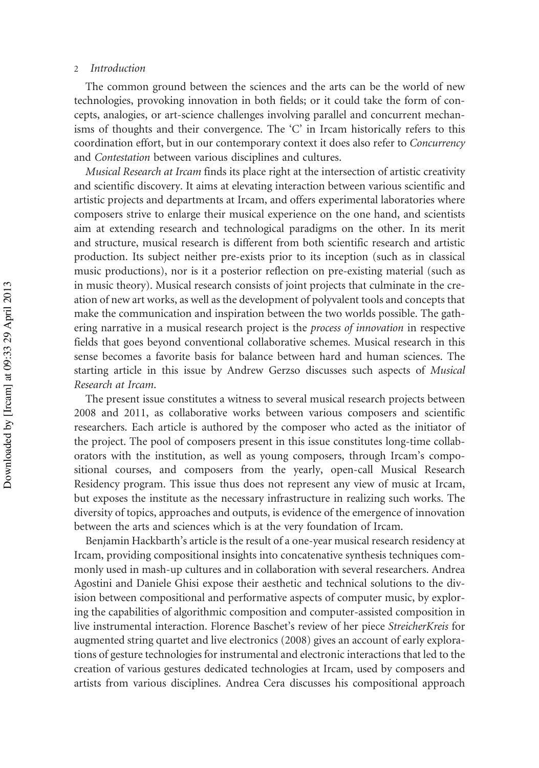The common ground between the sciences and the arts can be the world of new technologies, provoking innovation in both fields; or it could take the form of concepts, analogies, or art-science challenges involving parallel and concurrent mechanisms of thoughts and their convergence. The 'C' in Ircam historically refers to this coordination effort, but in our contemporary context it does also refer to *Concurrency* and *Contestation* between various disciplines and cultures.

*Musical Research at Ircam* finds its place right at the intersection of artistic creativity and scientific discovery. It aims at elevating interaction between various scientific and artistic projects and departments at Ircam, and offers experimental laboratories where composers strive to enlarge their musical experience on the one hand, and scientists aim at extending research and technological paradigms on the other. In its merit and structure, musical research is different from both scientific research and artistic production. Its subject neither pre-exists prior to its inception (such as in classical music productions), nor is it a posterior reflection on pre-existing material (such as in music theory). Musical research consists of joint projects that culminate in the creation of new art works, as well as the development of polyvalent tools and concepts that make the communication and inspiration between the two worlds possible. The gathering narrative in a musical research project is the *process of innovation* in respective fields that goes beyond conventional collaborative schemes. Musical research in this sense becomes a favorite basis for balance between hard and human sciences. The starting article in this issue by Andrew Gerzso discusses such aspects of *Musical Research at Ircam*.

The present issue constitutes a witness to several musical research projects between 2008 and 2011, as collaborative works between various composers and scientific researchers. Each article is authored by the composer who acted as the initiator of the project. The pool of composers present in this issue constitutes long-time collaborators with the institution, as well as young composers, through Ircam's compositional courses, and composers from the yearly, open-call Musical Research Residency program. This issue thus does not represent any view of music at Ircam, but exposes the institute as the necessary infrastructure in realizing such works. The diversity of topics, approaches and outputs, is evidence of the emergence of innovation between the arts and sciences which is at the very foundation of Ircam.

Benjamin Hackbarth's article is the result of a one-year musical research residency at Ircam, providing compositional insights into concatenative synthesis techniques commonly used in mash-up cultures and in collaboration with several researchers. Andrea Agostini and Daniele Ghisi expose their aesthetic and technical solutions to the division between compositional and performative aspects of computer music, by exploring the capabilities of algorithmic composition and computer-assisted composition in live instrumental interaction. Florence Baschet's review of her piece *StreicherKreis* for augmented string quartet and live electronics (2008) gives an account of early explorations of gesture technologies for instrumental and electronic interactions that led to the creation of various gestures dedicated technologies at Ircam, used by composers and artists from various disciplines. Andrea Cera discusses his compositional approach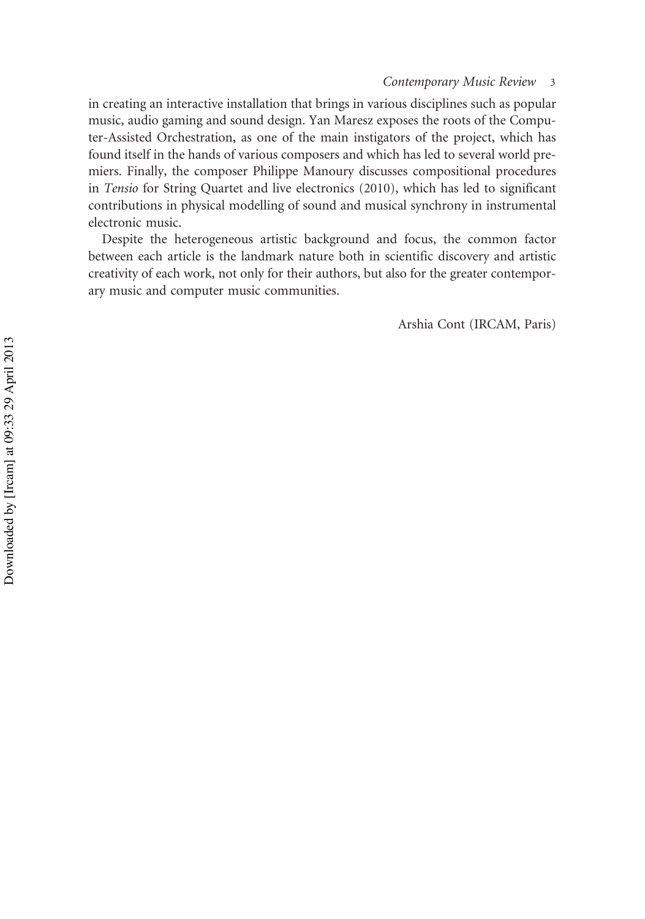in creating an interactive installation that brings in various disciplines such as popular music, audio gaming and sound design. Yan Maresz exposes the roots of the Computer-Assisted Orchestration, as one of the main instigators of the project, which has found itself in the hands of various composers and which has led to several world premiers. Finally, the composer Philippe Manoury discusses compositional procedures in *Tensio* for String Quartet and live electronics (2010), which has led to significant contributions in physical modelling of sound and musical synchrony in instrumental electronic music.

Despite the heterogeneous artistic background and focus, the common factor between each article is the landmark nature both in scientific discovery and artistic creativity of each work, not only for their authors, but also for the greater contemporary music and computer music communities.

Arshia Cont (IRCAM, Paris)